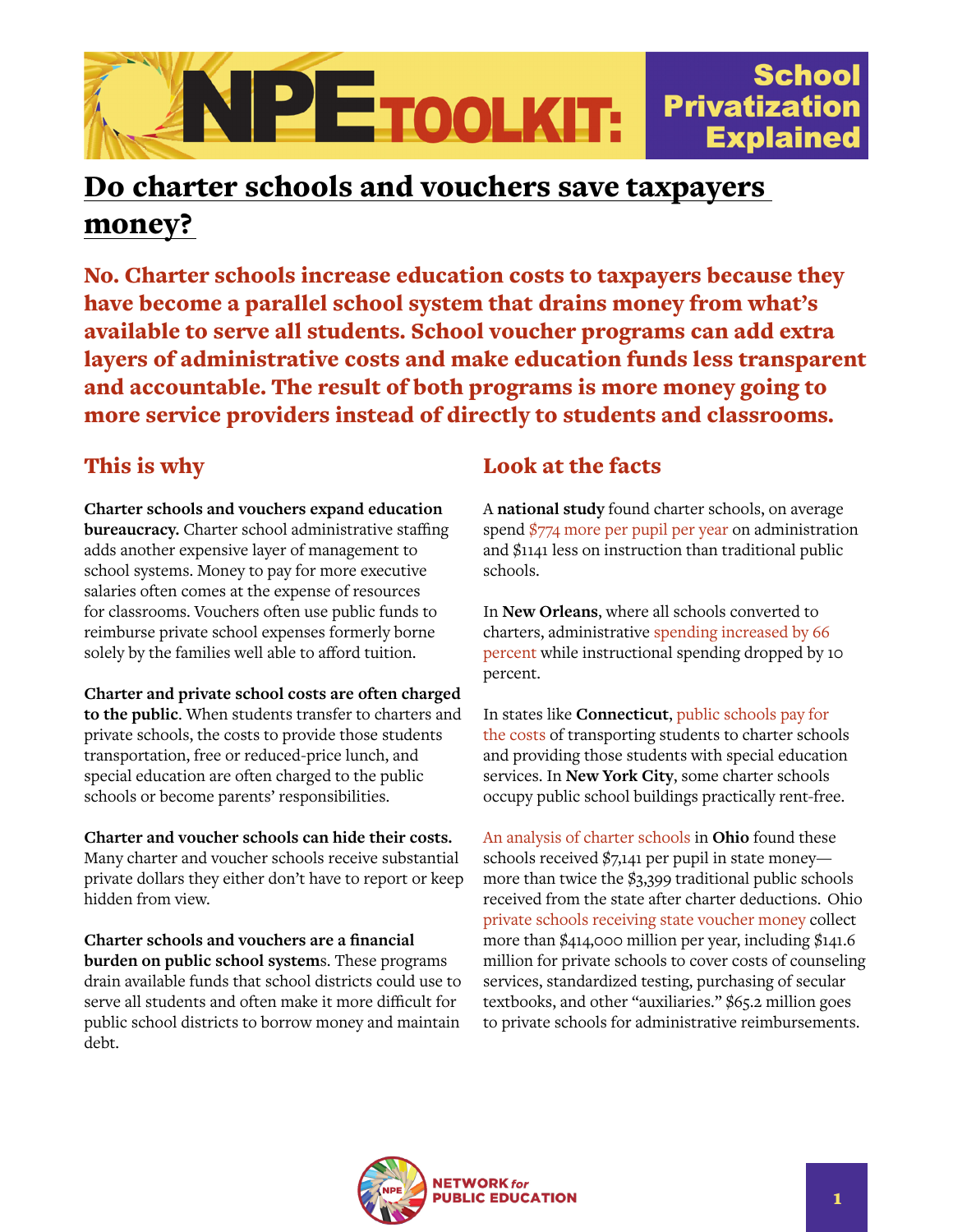# NPE TOOLKIT: School Privatization Explained

## Do charter schools and vouchers save taxpayers money?

**No. Charter schools increase education costs to taxpayers because they have become a parallel school system that drains money from what's available to serve all students. School voucher programs can add extra layers of administrative costs and make education funds less transparent and accountable. The result of both programs is more money going to more service providers instead of directly to students and classrooms.**

### This is why

**Charter schools and vouchers expand education bureaucracy.** Charter school administrative staffing adds another expensive layer of management to school systems. Money to pay for more executive salaries often comes at the expense of resources for classrooms. Vouchers often use public funds to reimburse private school expenses formerly borne solely by the families well able to afford tuition.

**Charter and private school costs are often charged to the public**. When students transfer to charters and private schools, the costs to provide those students transportation, free or reduced-price lunch, and special education are often charged to the public schools or become parents' responsibilities.

**Charter and voucher schools can hide their costs.** Many charter and voucher schools receive substantial private dollars they either don't have to report or keep hidden from view.

**Charter schools and vouchers are a financial burden on public school system**s. These programs drain available funds that school districts could use to serve all students and often make it more difficult for public school districts to borrow money and maintain debt.

### Look at the facts

A **national study** found charter schools, on average spend $774 more per pupil per year on administration and $1141 less on instruction than traditional public schools.

In **New Orleans**, where all schools converted to charters, administrative spending increased by 66 percent while instructional spending dropped by 10 percent.

In states like **Connecticut**, public schools pay for the costs of transporting students to charter schools and providing those students with special education services. In **New York City**, some charter schools occupy public school buildings practically rent-free.

An analysis of charter schools in **Ohio** found these schools received $7,141 per pupil in state money—more than twice the $3,399 traditional public schools received from the state after charter deductions. Ohio private schools receiving state voucher money collect more than $414,000 million per year, including $141.6 million for private schools to cover costs of counseling services, standardized testing, purchasing of secular textbooks, and other "auxiliaries." $65.2 million goes to private schools for administrative reimbursements.

NETWORK *for* PUBLIC EDUCATION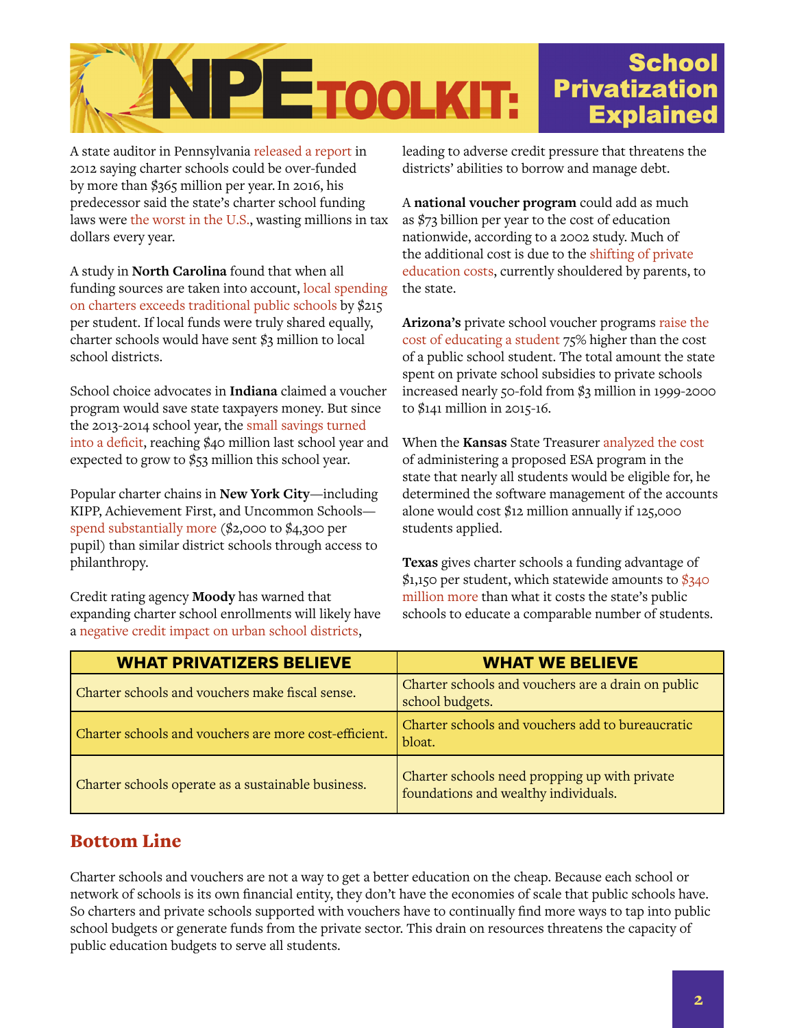# NPE TOOLKIT: School Privatization Explained

A state auditor in Pennsylvania released a report in 2012 saying charter schools could be over-funded by more than $365 million per year. In 2016, his predecessor said the state's charter school funding laws were the worst in the U.S., wasting millions in tax dollars every year.

A study in **North Carolina** found that when all funding sources are taken into account, local spending on charters exceeds traditional public schools by $215 per student. If local funds were truly shared equally, charter schools would have sent $3 million to local school districts.

School choice advocates in **Indiana** claimed a voucher program would save state taxpayers money. But since the 2013-2014 school year, the small savings turned into a deficit, reaching $40 million last school year and expected to grow to $53 million this school year.

Popular charter chains in **New York City**—including KIPP, Achievement First, and Uncommon Schools—spend substantially more ($2,000 to $4,300 per pupil) than similar district schools through access to philanthropy.

Credit rating agency **Moody** has warned that expanding charter school enrollments will likely have a negative credit impact on urban school districts, leading to adverse credit pressure that threatens the districts' abilities to borrow and manage debt.

A **national voucher program** could add as much as $73 billion per year to the cost of education nationwide, according to a 2002 study. Much of the additional cost is due to the shifting of private education costs, currently shouldered by parents, to the state.

**Arizona's** private school voucher programs raise the cost of educating a student 75% higher than the cost of a public school student. The total amount the state spent on private school subsidies to private schools increased nearly 50-fold from $3 million in 1999-2000 to $141 million in 2015-16.

When the **Kansas** State Treasurer analyzed the cost of administering a proposed ESA program in the state that nearly all students would be eligible for, he determined the software management of the accounts alone would cost $12 million annually if 125,000 students applied.

**Texas** gives charter schools a funding advantage of $1,150 per student, which statewide amounts to $340 million more than what it costs the state's public schools to educate a comparable number of students.

| WHAT PRIVATIZERS BELIEVE | WHAT WE BELIEVE |
| --- | --- |
| Charter schools and vouchers make fiscal sense. | Charter schools and vouchers are a drain on public school budgets. |
| Charter schools and vouchers are more cost-efficient. | Charter schools and vouchers add to bureaucratic bloat. |
| Charter schools operate as a sustainable business. | Charter schools need propping up with private foundations and wealthy individuals. |

## Bottom Line

Charter schools and vouchers are not a way to get a better education on the cheap. Because each school or network of schools is its own financial entity, they don't have the economies of scale that public schools have. So charters and private schools supported with vouchers have to continually find more ways to tap into public school budgets or generate funds from the private sector. This drain on resources threatens the capacity of public education budgets to serve all students.